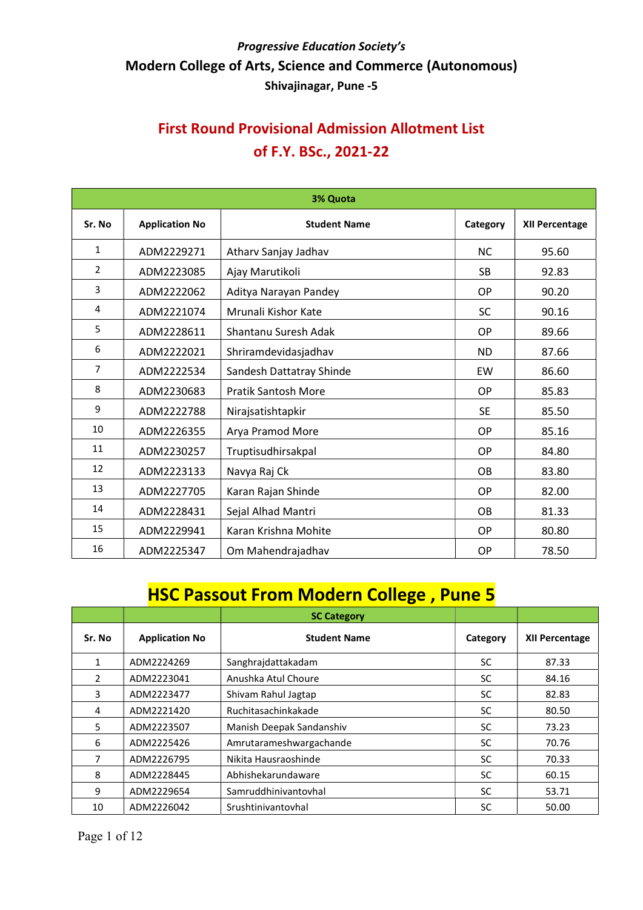*Progressive Education Society's*

## Modern College of Arts, Science and Commerce (Autonomous)

**Shivajinagar, Pune -5**

# First Round Provisional Admission Allotment List of F.Y. BSc., 2021-22

| 3% Quota | | | | |
|---|---|---|---|---|
| **Sr. No** | **Application No** | **Student Name** | **Category** | **XII Percentage** |
| 1 | ADM2229271 | Atharv Sanjay Jadhav | NC | 95.60 |
| 2 | ADM2223085 | Ajay Marutikoli | SB | 92.83 |
| 3 | ADM2222062 | Aditya Narayan Pandey | OP | 90.20 |
| 4 | ADM2221074 | Mrunali Kishor Kate | SC | 90.16 |
| 5 | ADM2228611 | Shantanu Suresh Adak | OP | 89.66 |
| 6 | ADM2222021 | Shriramdevidasjadhav | ND | 87.66 |
| 7 | ADM2222534 | Sandesh Dattatray Shinde | EW | 86.60 |
| 8 | ADM2230683 | Pratik Santosh More | OP | 85.83 |
| 9 | ADM2222788 | Nirajsatishtapkir | SE | 85.50 |
| 10 | ADM2226355 | Arya Pramod More | OP | 85.16 |
| 11 | ADM2230257 | Truptisudhirsakpal | OP | 84.80 |
| 12 | ADM2223133 | Navya Raj Ck | OB | 83.80 |
| 13 | ADM2227705 | Karan Rajan Shinde | OP | 82.00 |
| 14 | ADM2228431 | Sejal Alhad Mantri | OB | 81.33 |
| 15 | ADM2229941 | Karan Krishna Mohite | OP | 80.80 |
| 16 | ADM2225347 | Om Mahendrajadhav | OP | 78.50 |

## HSC Passout From Modern College , Pune 5

| | | SC Category | | |
|---|---|---|---|---|
| **Sr. No** | **Application No** | **Student Name** | **Category** | **XII Percentage** |
| 1 | ADM2224269 | Sanghrajdattakadam | SC | 87.33 |
| 2 | ADM2223041 | Anushka Atul Choure | SC | 84.16 |
| 3 | ADM2223477 | Shivam Rahul Jagtap | SC | 82.83 |
| 4 | ADM2221420 | Ruchitasachinkakade | SC | 80.50 |
| 5 | ADM2223507 | Manish Deepak Sandanshiv | SC | 73.23 |
| 6 | ADM2225426 | Amrutarameshwargachande | SC | 70.76 |
| 7 | ADM2226795 | Nikita Hausraoshinde | SC | 70.33 |
| 8 | ADM2228445 | Abhishekarundaware | SC | 60.15 |
| 9 | ADM2229654 | Samruddhinivantovhal | SC | 53.71 |
| 10 | ADM2226042 | Srushtinivantovhal | SC | 50.00 |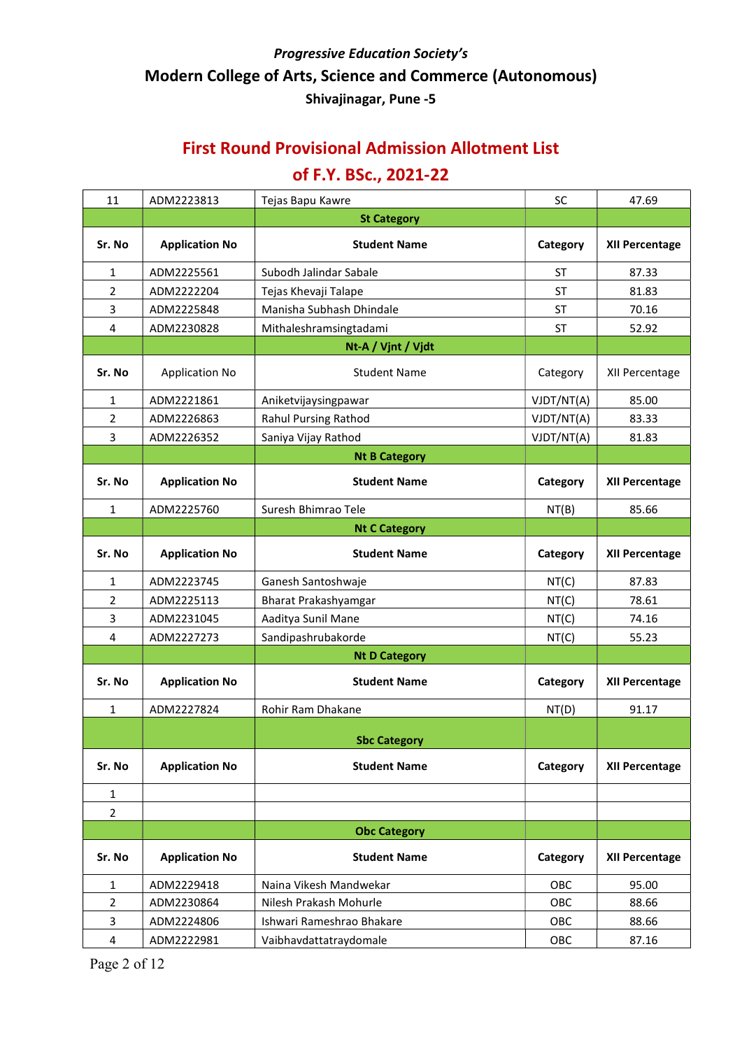*Progressive Education Society's*

## Modern College of Arts, Science and Commerce (Autonomous)

**Shivajinagar, Pune -5**

# First Round Provisional Admission Allotment List of F.Y. BSc., 2021-22

| | | | | |
|---|---|---|---|---|
| 11 | ADM2223813 | Tejas Bapu Kawre | SC | 47.69 |
| | | **St Category** | | |
| **Sr. No** | **Application No** | **Student Name** | **Category** | **XII Percentage** |
| 1 | ADM2225561 | Subodh Jalindar Sabale | ST | 87.33 |
| 2 | ADM2222204 | Tejas Khevaji Talape | ST | 81.83 |
| 3 | ADM2225848 | Manisha Subhash Dhindale | ST | 70.16 |
| 4 | ADM2230828 | Mithaleshramsingtadami | ST | 52.92 |
| | | **Nt-A / Vjnt / Vjdt** | | |
| **Sr. No** | Application No | Student Name | Category | XII Percentage |
| 1 | ADM2221861 | Aniketvijaysingpawar | VJDT/NT(A) | 85.00 |
| 2 | ADM2226863 | Rahul Pursing Rathod | VJDT/NT(A) | 83.33 |
| 3 | ADM2226352 | Saniya Vijay Rathod | VJDT/NT(A) | 81.83 |
| | | **Nt B Category** | | |
| **Sr. No** | **Application No** | **Student Name** | **Category** | **XII Percentage** |
| 1 | ADM2225760 | Suresh Bhimrao Tele | NT(B) | 85.66 |
| | | **Nt C Category** | | |
| **Sr. No** | **Application No** | **Student Name** | **Category** | **XII Percentage** |
| 1 | ADM2223745 | Ganesh Santoshwaje | NT(C) | 87.83 |
| 2 | ADM2225113 | Bharat Prakashyamgar | NT(C) | 78.61 |
| 3 | ADM2231045 | Aaditya Sunil Mane | NT(C) | 74.16 |
| 4 | ADM2227273 | Sandipashrubakorde | NT(C) | 55.23 |
| | | **Nt D Category** | | |
| **Sr. No** | **Application No** | **Student Name** | **Category** | **XII Percentage** |
| 1 | ADM2227824 | Rohir Ram Dhakane | NT(D) | 91.17 |
| | | **Sbc Category** | | |
| **Sr. No** | **Application No** | **Student Name** | **Category** | **XII Percentage** |
| 1 | | | | |
| 2 | | | | |
| | | **Obc Category** | | |
| **Sr. No** | **Application No** | **Student Name** | **Category** | **XII Percentage** |
| 1 | ADM2229418 | Naina Vikesh Mandwekar | OBC | 95.00 |
| 2 | ADM2230864 | Nilesh Prakash Mohurle | OBC | 88.66 |
| 3 | ADM2224806 | Ishwari Rameshrao Bhakare | OBC | 88.66 |
| 4 | ADM2222981 | Vaibhavdattatraydomale | OBC | 87.16 |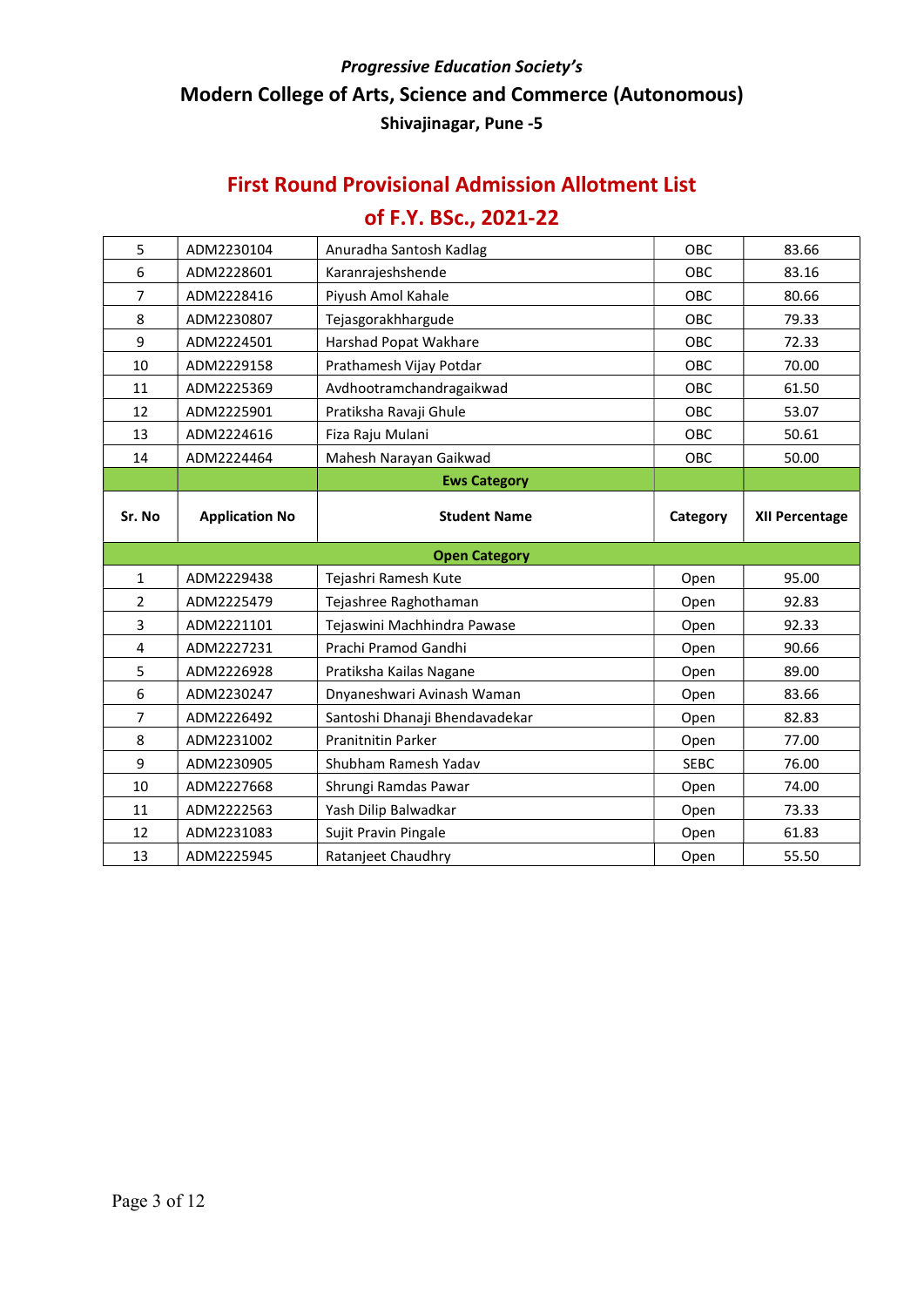*Progressive Education Society's*

## Modern College of Arts, Science and Commerce (Autonomous)

### Shivajinagar, Pune -5

# First Round Provisional Admission Allotment List
# of F.Y. BSc., 2021-22

| | | | | |
|---|---|---|---|---|
| 5 | ADM2230104 | Anuradha Santosh Kadlag | OBC | 83.66 |
| 6 | ADM2228601 | Karanrajeshshende | OBC | 83.16 |
| 7 | ADM2228416 | Piyush Amol Kahale | OBC | 80.66 |
| 8 | ADM2230807 | Tejasgorakhhargude | OBC | 79.33 |
| 9 | ADM2224501 | Harshad Popat Wakhare | OBC | 72.33 |
| 10 | ADM2229158 | Prathamesh Vijay Potdar | OBC | 70.00 |
| 11 | ADM2225369 | Avdhootramchandragaikwad | OBC | 61.50 |
| 12 | ADM2225901 | Pratiksha Ravaji Ghule | OBC | 53.07 |
| 13 | ADM2224616 | Fiza Raju Mulani | OBC | 50.61 |
| 14 | ADM2224464 | Mahesh Narayan Gaikwad | OBC | 50.00 |
| | | **Ews Category** | | |
| **Sr. No** | **Application No** | **Student Name** | **Category** | **XII Percentage** |
| | | **Open Category** | | |
| 1 | ADM2229438 | Tejashri Ramesh Kute | Open | 95.00 |
| 2 | ADM2225479 | Tejashree Raghothaman | Open | 92.83 |
| 3 | ADM2221101 | Tejaswini Machhindra Pawase | Open | 92.33 |
| 4 | ADM2227231 | Prachi Pramod Gandhi | Open | 90.66 |
| 5 | ADM2226928 | Pratiksha Kailas Nagane | Open | 89.00 |
| 6 | ADM2230247 | Dnyaneshwari Avinash Waman | Open | 83.66 |
| 7 | ADM2226492 | Santoshi Dhanaji Bhendavadekar | Open | 82.83 |
| 8 | ADM2231002 | Pranitnitin Parker | Open | 77.00 |
| 9 | ADM2230905 | Shubham Ramesh Yadav | SEBC | 76.00 |
| 10 | ADM2227668 | Shrungi Ramdas Pawar | Open | 74.00 |
| 11 | ADM2222563 | Yash Dilip Balwadkar | Open | 73.33 |
| 12 | ADM2231083 | Sujit Pravin Pingale | Open | 61.83 |
| 13 | ADM2225945 | Ratanjeet Chaudhry | Open | 55.50 |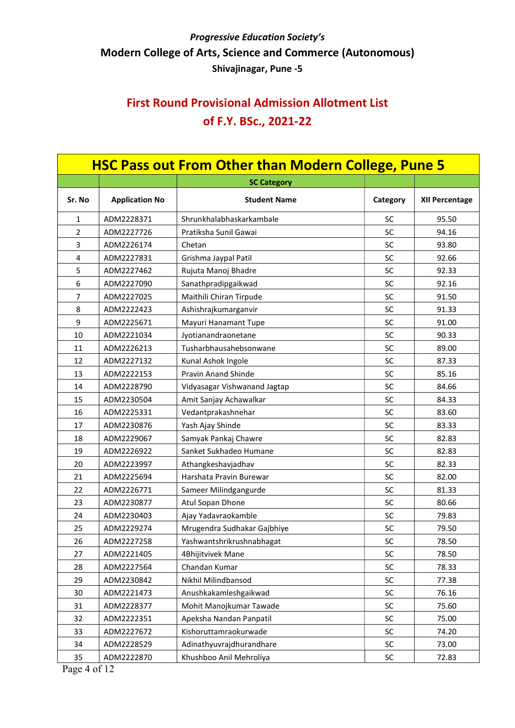*Progressive Education Society's*

**Modern College of Arts, Science and Commerce (Autonomous)**

**Shivajinagar, Pune -5**

## First Round Provisional Admission Allotment List of F.Y. BSc., 2021-22

| HSC Pass out From Other than Modern College, Pune 5 | | | | |
|---|---|---|---|---|
| | | **SC Category** | | |
| **Sr. No** | **Application No** | **Student Name** | **Category** | **XII Percentage** |
| 1 | ADM2228371 | Shrunkhalabhaskarkambale | SC | 95.50 |
| 2 | ADM2227726 | Pratiksha Sunil Gawai | SC | 94.16 |
| 3 | ADM2226174 | Chetan | SC | 93.80 |
| 4 | ADM2227831 | Grishma Jaypal Patil | SC | 92.66 |
| 5 | ADM2227462 | Rujuta Manoj Bhadre | SC | 92.33 |
| 6 | ADM2227090 | Sanathpradipgaikwad | SC | 92.16 |
| 7 | ADM2227025 | Maithili Chiran Tirpude | SC | 91.50 |
| 8 | ADM2222423 | Ashishrajkumarganvir | SC | 91.33 |
| 9 | ADM2225671 | Mayuri Hanamant Tupe | SC | 91.00 |
| 10 | ADM2221034 | Jyotianandraonetane | SC | 90.33 |
| 11 | ADM2226213 | Tusharbhausahebsonwane | SC | 89.00 |
| 12 | ADM2227132 | Kunal Ashok Ingole | SC | 87.33 |
| 13 | ADM2222153 | Pravin Anand Shinde | SC | 85.16 |
| 14 | ADM2228790 | Vidyasagar Vishwanand Jagtap | SC | 84.66 |
| 15 | ADM2230504 | Amit Sanjay Achawalkar | SC | 84.33 |
| 16 | ADM2225331 | Vedantprakashnehar | SC | 83.60 |
| 17 | ADM2230876 | Yash Ajay Shinde | SC | 83.33 |
| 18 | ADM2229067 | Samyak Pankaj Chawre | SC | 82.83 |
| 19 | ADM2226922 | Sanket Sukhadeo Humane | SC | 82.83 |
| 20 | ADM2223997 | Athangkeshavjadhav | SC | 82.33 |
| 21 | ADM2225694 | Harshata Pravin Burewar | SC | 82.00 |
| 22 | ADM2226771 | Sameer Milindgangurde | SC | 81.33 |
| 23 | ADM2230877 | Atul Sopan Dhone | SC | 80.66 |
| 24 | ADM2230403 | Ajay Yadavraokamble | SC | 79.83 |
| 25 | ADM2229274 | Mrugendra Sudhakar Gajbhiye | SC | 79.50 |
| 26 | ADM2227258 | Yashwantshrikrushnabhagat | SC | 78.50 |
| 27 | ADM2221405 | 4Bhijitvivek Mane | SC | 78.50 |
| 28 | ADM2227564 | Chandan Kumar | SC | 78.33 |
| 29 | ADM2230842 | Nikhil Milindbansod | SC | 77.38 |
| 30 | ADM2221473 | Anushkakamleshgaikwad | SC | 76.16 |
| 31 | ADM2228377 | Mohit Manojkumar Tawade | SC | 75.60 |
| 32 | ADM2222351 | Apeksha Nandan Panpatil | SC | 75.00 |
| 33 | ADM2227672 | Kishoruttamraokurwade | SC | 74.20 |
| 34 | ADM2228529 | Adinathyuvrajdhurandhare | SC | 73.00 |
| 35 | ADM2222870 | Khushboo Anil Mehroliya | SC | 72.83 |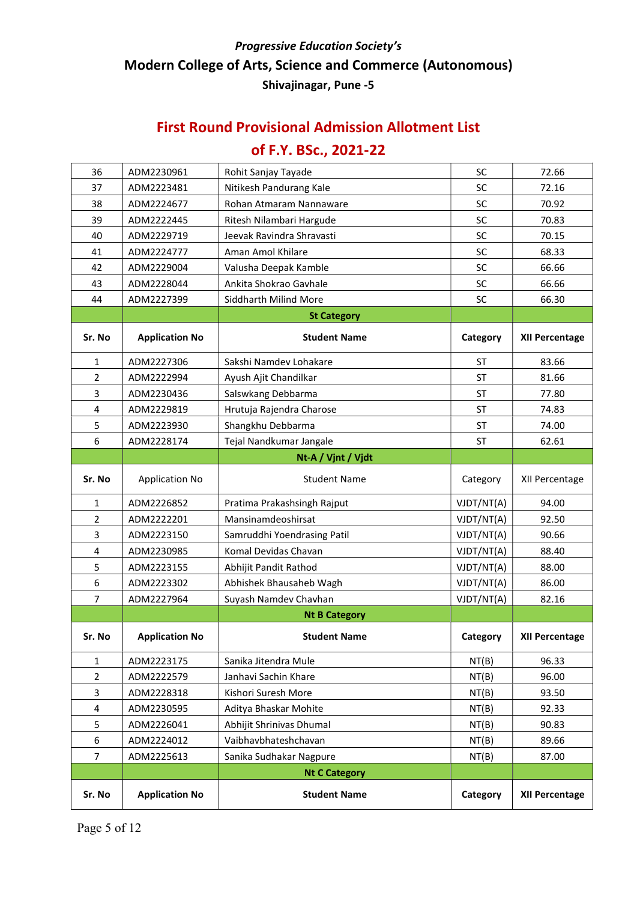*Progressive Education Society's*

## Modern College of Arts, Science and Commerce (Autonomous)

### Shivajinagar, Pune -5

## First Round Provisional Admission Allotment List

## of F.Y. BSc., 2021-22

| | | | | |
|---|---|---|---|---|
| 36 | ADM2230961 | Rohit Sanjay Tayade | SC | 72.66 |
| 37 | ADM2223481 | Nitikesh Pandurang Kale | SC | 72.16 |
| 38 | ADM2224677 | Rohan Atmaram Nannaware | SC | 70.92 |
| 39 | ADM2222445 | Ritesh Nilambari Hargude | SC | 70.83 |
| 40 | ADM2229719 | Jeevak Ravindra Shravasti | SC | 70.15 |
| 41 | ADM2224777 | Aman Amol Khilare | SC | 68.33 |
| 42 | ADM2229004 | Valusha Deepak Kamble | SC | 66.66 |
| 43 | ADM2228044 | Ankita Shokrao Gavhale | SC | 66.66 |
| 44 | ADM2227399 | Siddharth Milind More | SC | 66.30 |
| | | **St Category** | | |
| **Sr. No** | **Application No** | **Student Name** | **Category** | **XII Percentage** |
| 1 | ADM2227306 | Sakshi Namdev Lohakare | ST | 83.66 |
| 2 | ADM2222994 | Ayush Ajit Chandilkar | ST | 81.66 |
| 3 | ADM2230436 | Salswkang Debbarma | ST | 77.80 |
| 4 | ADM2229819 | Hrutuja Rajendra Charose | ST | 74.83 |
| 5 | ADM2223930 | Shangkhu Debbarma | ST | 74.00 |
| 6 | ADM2228174 | Tejal Nandkumar Jangale | ST | 62.61 |
| | | **Nt-A / Vjnt / Vjdt** | | |
| **Sr. No** | Application No | Student Name | Category | XII Percentage |
| 1 | ADM2226852 | Pratima Prakashsingh Rajput | VJDT/NT(A) | 94.00 |
| 2 | ADM2222201 | Mansinamdeoshirsat | VJDT/NT(A) | 92.50 |
| 3 | ADM2223150 | Samruddhi Yoendrasing Patil | VJDT/NT(A) | 90.66 |
| 4 | ADM2230985 | Komal Devidas Chavan | VJDT/NT(A) | 88.40 |
| 5 | ADM2223155 | Abhijit Pandit Rathod | VJDT/NT(A) | 88.00 |
| 6 | ADM2223302 | Abhishek Bhausaheb Wagh | VJDT/NT(A) | 86.00 |
| 7 | ADM2227964 | Suyash Namdev Chavhan | VJDT/NT(A) | 82.16 |
| | | **Nt B Category** | | |
| **Sr. No** | **Application No** | **Student Name** | **Category** | **XII Percentage** |
| 1 | ADM2223175 | Sanika Jitendra Mule | NT(B) | 96.33 |
| 2 | ADM2222579 | Janhavi Sachin Khare | NT(B) | 96.00 |
| 3 | ADM2228318 | Kishori Suresh More | NT(B) | 93.50 |
| 4 | ADM2230595 | Aditya Bhaskar Mohite | NT(B) | 92.33 |
| 5 | ADM2226041 | Abhijit Shrinivas Dhumal | NT(B) | 90.83 |
| 6 | ADM2224012 | Vaibhavbhateshchavan | NT(B) | 89.66 |
| 7 | ADM2225613 | Sanika Sudhakar Nagpure | NT(B) | 87.00 |
| | | **Nt C Category** | | |
| **Sr. No** | **Application No** | **Student Name** | **Category** | **XII Percentage** |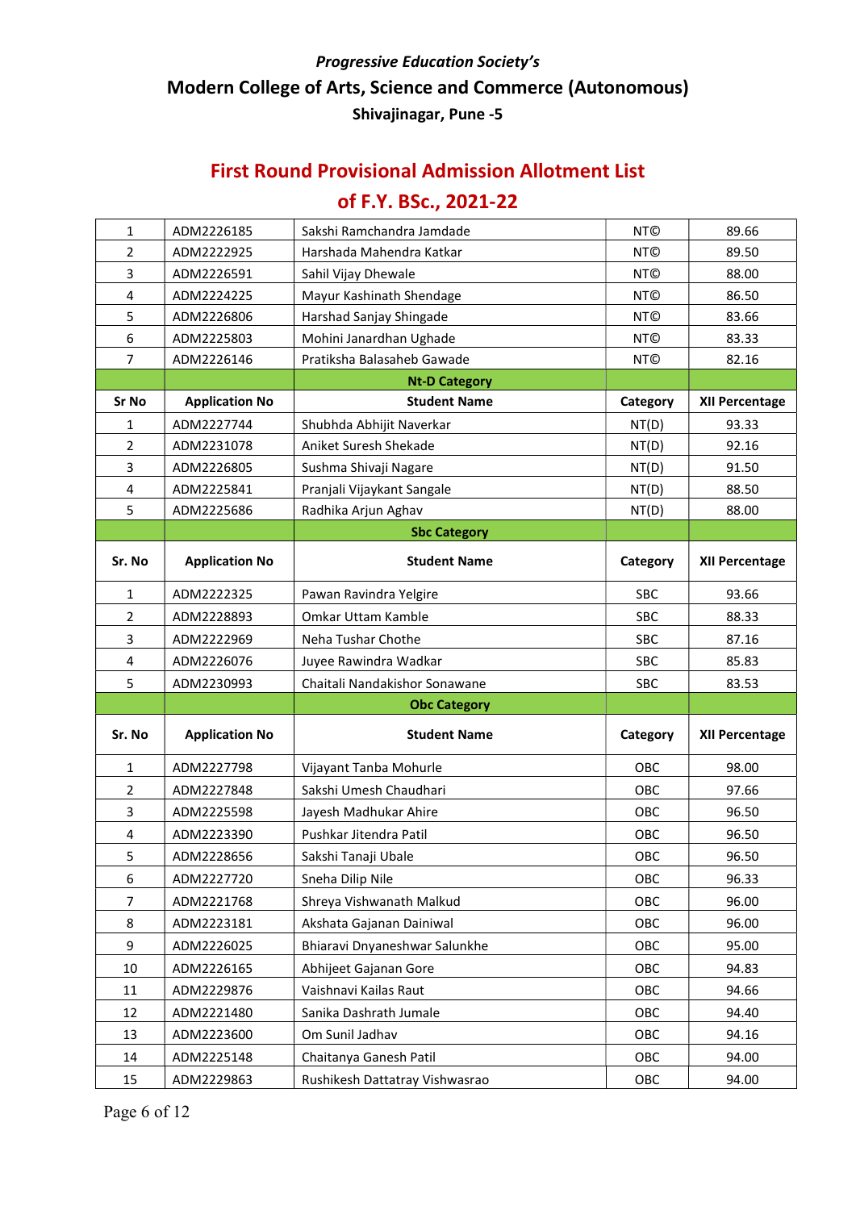*Progressive Education Society's*

## Modern College of Arts, Science and Commerce (Autonomous)

**Shivajinagar, Pune -5**

# First Round Provisional Admission Allotment List of F.Y. BSc., 2021-22

| | | | | |
|---|---|---|---|---|
| 1 | ADM2226185 | Sakshi Ramchandra Jamdade | NT© | 89.66 |
| 2 | ADM2222925 | Harshada Mahendra Katkar | NT© | 89.50 |
| 3 | ADM2226591 | Sahil Vijay Dhewale | NT© | 88.00 |
| 4 | ADM2224225 | Mayur Kashinath Shendage | NT© | 86.50 |
| 5 | ADM2226806 | Harshad Sanjay Shingade | NT© | 83.66 |
| 6 | ADM2225803 | Mohini Janardhan Ughade | NT© | 83.33 |
| 7 | ADM2226146 | Pratiksha Balasaheb Gawade | NT© | 82.16 |

**Nt-D Category**

| Sr No | Application No | Student Name | Category | XII Percentage |
|---|---|---|---|---|
| 1 | ADM2227744 | Shubhda Abhijit Naverkar | NT(D) | 93.33 |
| 2 | ADM2231078 | Aniket Suresh Shekade | NT(D) | 92.16 |
| 3 | ADM2226805 | Sushma Shivaji Nagare | NT(D) | 91.50 |
| 4 | ADM2225841 | Pranjali Vijaykant Sangale | NT(D) | 88.50 |
| 5 | ADM2225686 | Radhika Arjun Aghav | NT(D) | 88.00 |

**Sbc Category**

| Sr. No | Application No | Student Name | Category | XII Percentage |
|---|---|---|---|---|
| 1 | ADM2222325 | Pawan Ravindra Yelgire | SBC | 93.66 |
| 2 | ADM2228893 | Omkar Uttam Kamble | SBC | 88.33 |
| 3 | ADM2222969 | Neha Tushar Chothe | SBC | 87.16 |
| 4 | ADM2226076 | Juyee Rawindra Wadkar | SBC | 85.83 |
| 5 | ADM2230993 | Chaitali Nandakishor Sonawane | SBC | 83.53 |

**Obc Category**

| Sr. No | Application No | Student Name | Category | XII Percentage |
|---|---|---|---|---|
| 1 | ADM2227798 | Vijayant Tanba Mohurle | OBC | 98.00 |
| 2 | ADM2227848 | Sakshi Umesh Chaudhari | OBC | 97.66 |
| 3 | ADM2225598 | Jayesh Madhukar Ahire | OBC | 96.50 |
| 4 | ADM2223390 | Pushkar Jitendra Patil | OBC | 96.50 |
| 5 | ADM2228656 | Sakshi Tanaji Ubale | OBC | 96.50 |
| 6 | ADM2227720 | Sneha Dilip Nile | OBC | 96.33 |
| 7 | ADM2221768 | Shreya Vishwanath Malkud | OBC | 96.00 |
| 8 | ADM2223181 | Akshata Gajanan Dainiwal | OBC | 96.00 |
| 9 | ADM2226025 | Bhiaravi Dnyaneshwar Salunkhe | OBC | 95.00 |
| 10 | ADM2226165 | Abhijeet Gajanan Gore | OBC | 94.83 |
| 11 | ADM2229876 | Vaishnavi Kailas Raut | OBC | 94.66 |
| 12 | ADM2221480 | Sanika Dashrath Jumale | OBC | 94.40 |
| 13 | ADM2223600 | Om Sunil Jadhav | OBC | 94.16 |
| 14 | ADM2225148 | Chaitanya Ganesh Patil | OBC | 94.00 |
| 15 | ADM2229863 | Rushikesh Dattatray Vishwasrao | OBC | 94.00 |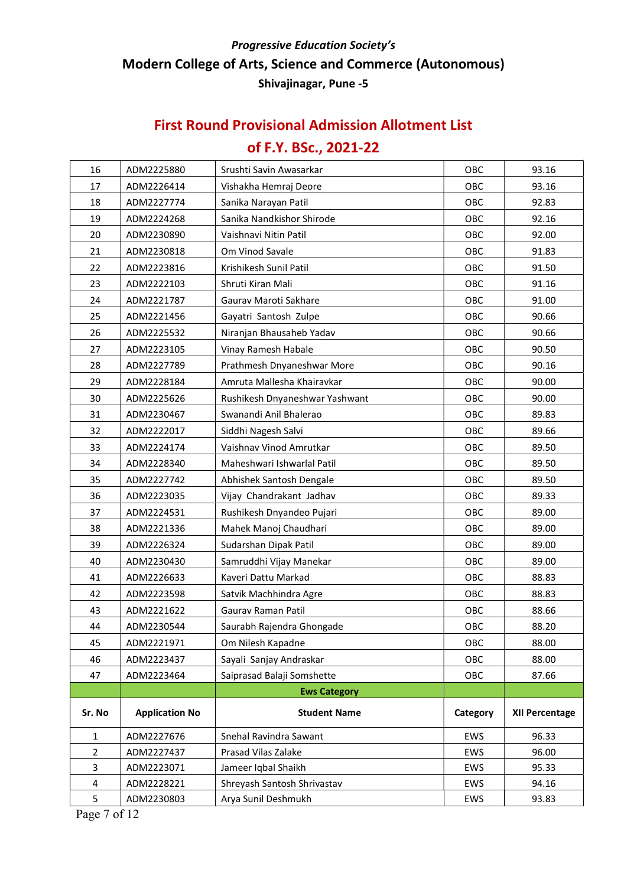*Progressive Education Society's*

**Modern College of Arts, Science and Commerce (Autonomous)**

**Shivajinagar, Pune -5**

## First Round Provisional Admission Allotment List

## of F.Y. BSc., 2021-22

| | | | | |
|---|---|---|---|---|
| 16 | ADM2225880 | Srushti Savin Awasarkar | OBC | 93.16 |
| 17 | ADM2226414 | Vishakha Hemraj Deore | OBC | 93.16 |
| 18 | ADM2227774 | Sanika Narayan Patil | OBC | 92.83 |
| 19 | ADM2224268 | Sanika Nandkishor Shirode | OBC | 92.16 |
| 20 | ADM2230890 | Vaishnavi Nitin Patil | OBC | 92.00 |
| 21 | ADM2230818 | Om Vinod Savale | OBC | 91.83 |
| 22 | ADM2223816 | Krishikesh Sunil Patil | OBC | 91.50 |
| 23 | ADM2222103 | Shruti Kiran Mali | OBC | 91.16 |
| 24 | ADM2221787 | Gaurav Maroti Sakhare | OBC | 91.00 |
| 25 | ADM2221456 | Gayatri Santosh Zulpe | OBC | 90.66 |
| 26 | ADM2225532 | Niranjan Bhausaheb Yadav | OBC | 90.66 |
| 27 | ADM2223105 | Vinay Ramesh Habale | OBC | 90.50 |
| 28 | ADM2227789 | Prathmesh Dnyaneshwar More | OBC | 90.16 |
| 29 | ADM2228184 | Amruta Mallesha Khairavkar | OBC | 90.00 |
| 30 | ADM2225626 | Rushikesh Dnyaneshwar Yashwant | OBC | 90.00 |
| 31 | ADM2230467 | Swanandi Anil Bhalerao | OBC | 89.83 |
| 32 | ADM2222017 | Siddhi Nagesh Salvi | OBC | 89.66 |
| 33 | ADM2224174 | Vaishnav Vinod Amrutkar | OBC | 89.50 |
| 34 | ADM2228340 | Maheshwari Ishwarlal Patil | OBC | 89.50 |
| 35 | ADM2227742 | Abhishek Santosh Dengale | OBC | 89.50 |
| 36 | ADM2223035 | Vijay Chandrakant Jadhav | OBC | 89.33 |
| 37 | ADM2224531 | Rushikesh Dnyandeo Pujari | OBC | 89.00 |
| 38 | ADM2221336 | Mahek Manoj Chaudhari | OBC | 89.00 |
| 39 | ADM2226324 | Sudarshan Dipak Patil | OBC | 89.00 |
| 40 | ADM2230430 | Samruddhi Vijay Manekar | OBC | 89.00 |
| 41 | ADM2226633 | Kaveri Dattu Markad | OBC | 88.83 |
| 42 | ADM2223598 | Satvik Machhindra Agre | OBC | 88.83 |
| 43 | ADM2221622 | Gaurav Raman Patil | OBC | 88.66 |
| 44 | ADM2230544 | Saurabh Rajendra Ghongade | OBC | 88.20 |
| 45 | ADM2221971 | Om Nilesh Kapadne | OBC | 88.00 |
| 46 | ADM2223437 | Sayali Sanjay Andraskar | OBC | 88.00 |
| 47 | ADM2223464 | Saiprasad Balaji Somshette | OBC | 87.66 |
| | | **Ews Category** | | |
| **Sr. No** | **Application No** | **Student Name** | **Category** | **XII Percentage** |
| 1 | ADM2227676 | Snehal Ravindra Sawant | EWS | 96.33 |
| 2 | ADM2227437 | Prasad Vilas Zalake | EWS | 96.00 |
| 3 | ADM2223071 | Jameer Iqbal Shaikh | EWS | 95.33 |
| 4 | ADM2228221 | Shreyash Santosh Shrivastav | EWS | 94.16 |
| 5 | ADM2230803 | Arya Sunil Deshmukh | EWS | 93.83 |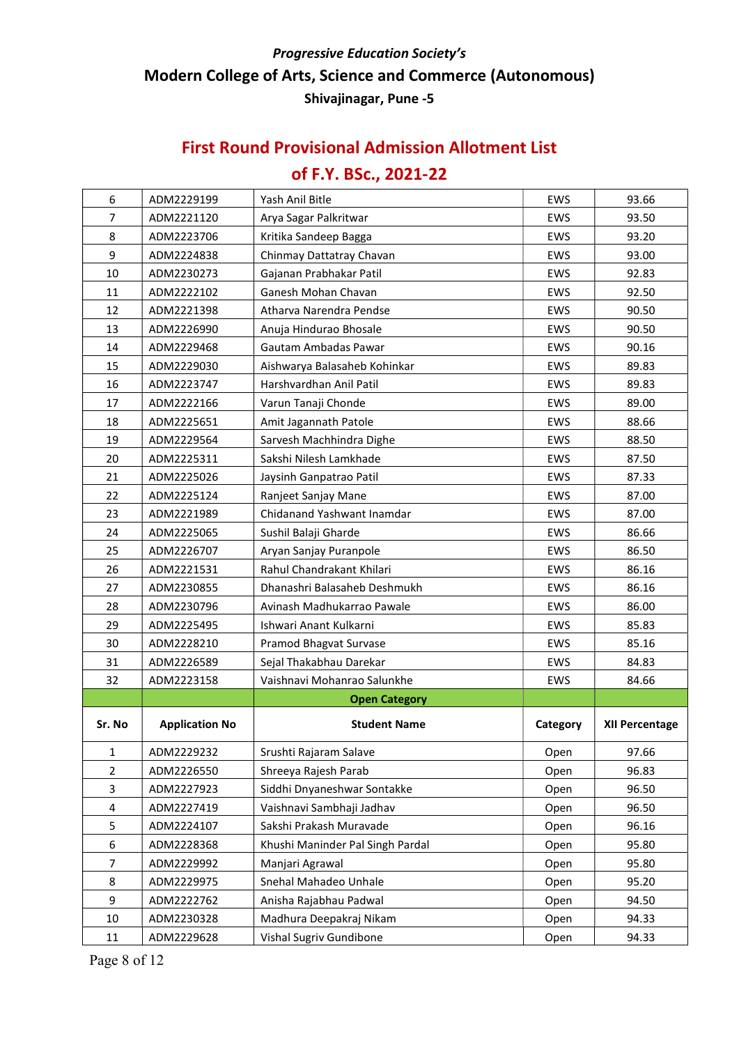*Progressive Education Society's*

## Modern College of Arts, Science and Commerce (Autonomous)

**Shivajinagar, Pune -5**

# First Round Provisional Admission Allotment List
# of F.Y. BSc., 2021-22

| | | | | |
|---|---|---|---|---|
| 6 | ADM2229199 | Yash Anil Bitle | EWS | 93.66 |
| 7 | ADM2221120 | Arya Sagar Palkritwar | EWS | 93.50 |
| 8 | ADM2223706 | Kritika Sandeep Bagga | EWS | 93.20 |
| 9 | ADM2224838 | Chinmay Dattatray Chavan | EWS | 93.00 |
| 10 | ADM2230273 | Gajanan Prabhakar Patil | EWS | 92.83 |
| 11 | ADM2222102 | Ganesh Mohan Chavan | EWS | 92.50 |
| 12 | ADM2221398 | Atharva Narendra Pendse | EWS | 90.50 |
| 13 | ADM2226990 | Anuja Hindurao Bhosale | EWS | 90.50 |
| 14 | ADM2229468 | Gautam Ambadas Pawar | EWS | 90.16 |
| 15 | ADM2229030 | Aishwarya Balasaheb Kohinkar | EWS | 89.83 |
| 16 | ADM2223747 | Harshvardhan Anil Patil | EWS | 89.83 |
| 17 | ADM2222166 | Varun Tanaji Chonde | EWS | 89.00 |
| 18 | ADM2225651 | Amit Jagannath Patole | EWS | 88.66 |
| 19 | ADM2229564 | Sarvesh Machhindra Dighe | EWS | 88.50 |
| 20 | ADM2225311 | Sakshi Nilesh Lamkhade | EWS | 87.50 |
| 21 | ADM2225026 | Jaysinh Ganpatrao Patil | EWS | 87.33 |
| 22 | ADM2225124 | Ranjeet Sanjay Mane | EWS | 87.00 |
| 23 | ADM2221989 | Chidanand Yashwant Inamdar | EWS | 87.00 |
| 24 | ADM2225065 | Sushil Balaji Gharde | EWS | 86.66 |
| 25 | ADM2226707 | Aryan Sanjay Puranpole | EWS | 86.50 |
| 26 | ADM2221531 | Rahul Chandrakant Khilari | EWS | 86.16 |
| 27 | ADM2230855 | Dhanashri Balasaheb Deshmukh | EWS | 86.16 |
| 28 | ADM2230796 | Avinash Madhukarrao Pawale | EWS | 86.00 |
| 29 | ADM2225495 | Ishwari Anant Kulkarni | EWS | 85.83 |
| 30 | ADM2228210 | Pramod Bhagvat Survase | EWS | 85.16 |
| 31 | ADM2226589 | Sejal Thakabhau Darekar | EWS | 84.83 |
| 32 | ADM2223158 | Vaishnavi Mohanrao Salunkhe | EWS | 84.66 |
| | | **Open Category** | | |
| **Sr. No** | **Application No** | **Student Name** | **Category** | **XII Percentage** |
| 1 | ADM2229232 | Srushti Rajaram Salave | Open | 97.66 |
| 2 | ADM2226550 | Shreeya Rajesh Parab | Open | 96.83 |
| 3 | ADM2227923 | Siddhi Dnyaneshwar Sontakke | Open | 96.50 |
| 4 | ADM2227419 | Vaishnavi Sambhaji Jadhav | Open | 96.50 |
| 5 | ADM2224107 | Sakshi Prakash Muravade | Open | 96.16 |
| 6 | ADM2228368 | Khushi Maninder Pal Singh Pardal | Open | 95.80 |
| 7 | ADM2229992 | Manjari Agrawal | Open | 95.80 |
| 8 | ADM2229975 | Snehal Mahadeo Unhale | Open | 95.20 |
| 9 | ADM2222762 | Anisha Rajabhau Padwal | Open | 94.50 |
| 10 | ADM2230328 | Madhura Deepakraj Nikam | Open | 94.33 |
| 11 | ADM2229628 | Vishal Sugriv Gundibone | Open | 94.33 |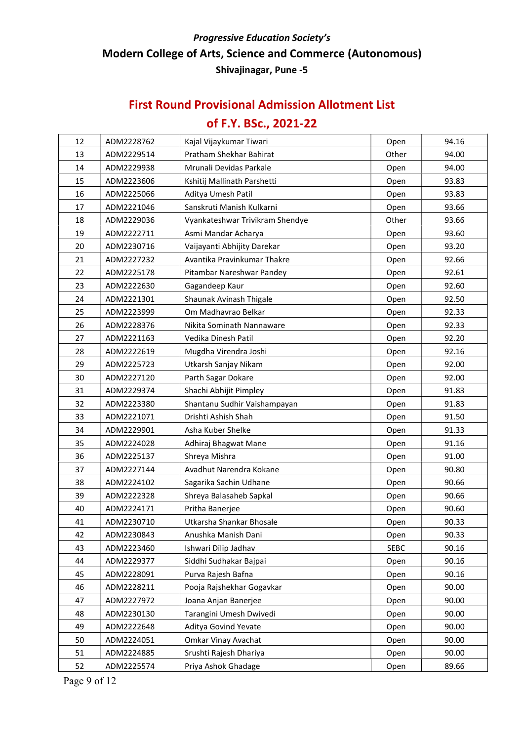*Progressive Education Society's*

## Modern College of Arts, Science and Commerce (Autonomous)

### Shivajinagar, Pune -5

# First Round Provisional Admission Allotment List of F.Y. BSc., 2021-22

| | | | | |
|---|---|---|---|---|
| 12 | ADM2228762 | Kajal Vijaykumar Tiwari | Open | 94.16 |
| 13 | ADM2229514 | Pratham Shekhar Bahirat | Other | 94.00 |
| 14 | ADM2229938 | Mrunali Devidas Parkale | Open | 94.00 |
| 15 | ADM2223606 | Kshitij Mallinath Parshetti | Open | 93.83 |
| 16 | ADM2225066 | Aditya Umesh Patil | Open | 93.83 |
| 17 | ADM2221046 | Sanskruti Manish Kulkarni | Open | 93.66 |
| 18 | ADM2229036 | Vyankateshwar Trivikram Shendye | Other | 93.66 |
| 19 | ADM2222711 | Asmi Mandar Acharya | Open | 93.60 |
| 20 | ADM2230716 | Vaijayanti Abhijity Darekar | Open | 93.20 |
| 21 | ADM2227232 | Avantika Pravinkumar Thakre | Open | 92.66 |
| 22 | ADM2225178 | Pitambar Nareshwar Pandey | Open | 92.61 |
| 23 | ADM2222630 | Gagandeep Kaur | Open | 92.60 |
| 24 | ADM2221301 | Shaunak Avinash Thigale | Open | 92.50 |
| 25 | ADM2223999 | Om Madhavrao Belkar | Open | 92.33 |
| 26 | ADM2228376 | Nikita Sominath Nannaware | Open | 92.33 |
| 27 | ADM2221163 | Vedika Dinesh Patil | Open | 92.20 |
| 28 | ADM2222619 | Mugdha Virendra Joshi | Open | 92.16 |
| 29 | ADM2225723 | Utkarsh Sanjay Nikam | Open | 92.00 |
| 30 | ADM2227120 | Parth Sagar Dokare | Open | 92.00 |
| 31 | ADM2229374 | Shachi Abhijit Pimpley | Open | 91.83 |
| 32 | ADM2223380 | Shantanu Sudhir Vaishampayan | Open | 91.83 |
| 33 | ADM2221071 | Drishti Ashish Shah | Open | 91.50 |
| 34 | ADM2229901 | Asha Kuber Shelke | Open | 91.33 |
| 35 | ADM2224028 | Adhiraj Bhagwat Mane | Open | 91.16 |
| 36 | ADM2225137 | Shreya Mishra | Open | 91.00 |
| 37 | ADM2227144 | Avadhut Narendra Kokane | Open | 90.80 |
| 38 | ADM2224102 | Sagarika Sachin Udhane | Open | 90.66 |
| 39 | ADM2222328 | Shreya Balasaheb Sapkal | Open | 90.66 |
| 40 | ADM2224171 | Pritha Banerjee | Open | 90.60 |
| 41 | ADM2230710 | Utkarsha Shankar Bhosale | Open | 90.33 |
| 42 | ADM2230843 | Anushka Manish Dani | Open | 90.33 |
| 43 | ADM2223460 | Ishwari Dilip Jadhav | SEBC | 90.16 |
| 44 | ADM2229377 | Siddhi Sudhakar Bajpai | Open | 90.16 |
| 45 | ADM2228091 | Purva Rajesh Bafna | Open | 90.16 |
| 46 | ADM2228211 | Pooja Rajshekhar Gogavkar | Open | 90.00 |
| 47 | ADM2227972 | Joana Anjan Banerjee | Open | 90.00 |
| 48 | ADM2230130 | Tarangini Umesh Dwivedi | Open | 90.00 |
| 49 | ADM2222648 | Aditya Govind Yevate | Open | 90.00 |
| 50 | ADM2224051 | Omkar Vinay Avachat | Open | 90.00 |
| 51 | ADM2224885 | Srushti Rajesh Dhariya | Open | 90.00 |
| 52 | ADM2225574 | Priya Ashok Ghadage | Open | 89.66 |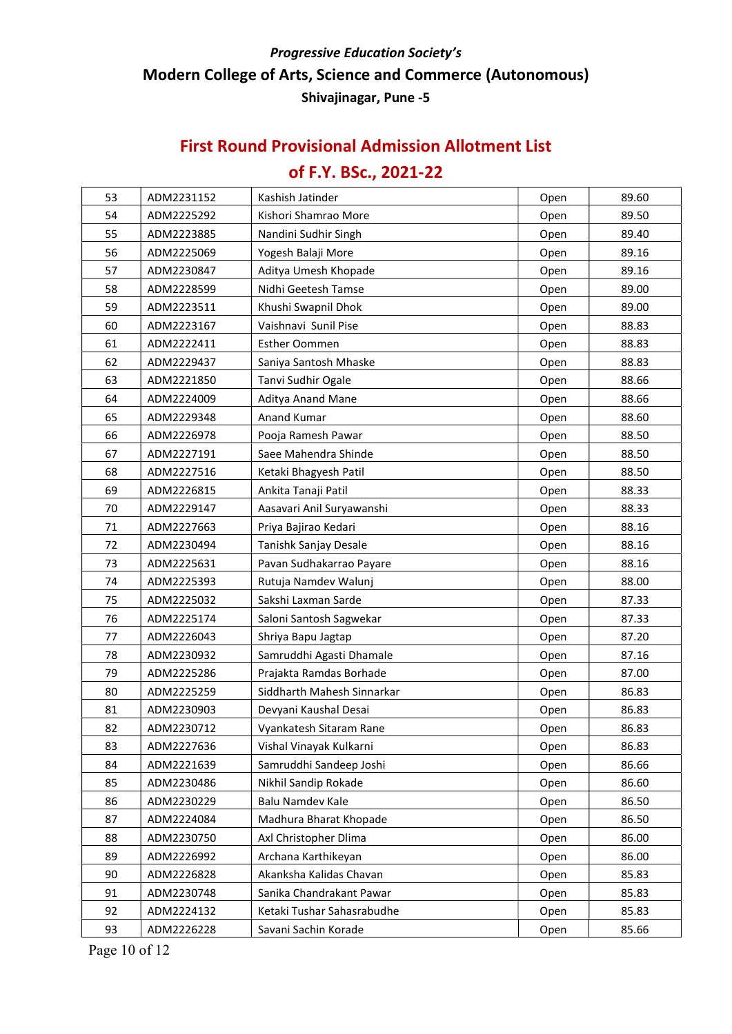*Progressive Education Society's*

## Modern College of Arts, Science and Commerce (Autonomous)

**Shivajinagar, Pune -5**

# First Round Provisional Admission Allotment List of F.Y. BSc., 2021-22

| | | | | |
|---|---|---|---|---|
| 53 | ADM2231152 | Kashish Jatinder | Open | 89.60 |
| 54 | ADM2225292 | Kishori Shamrao More | Open | 89.50 |
| 55 | ADM2223885 | Nandini Sudhir Singh | Open | 89.40 |
| 56 | ADM2225069 | Yogesh Balaji More | Open | 89.16 |
| 57 | ADM2230847 | Aditya Umesh Khopade | Open | 89.16 |
| 58 | ADM2228599 | Nidhi Geetesh Tamse | Open | 89.00 |
| 59 | ADM2223511 | Khushi Swapnil Dhok | Open | 89.00 |
| 60 | ADM2223167 | Vaishnavi  Sunil Pise | Open | 88.83 |
| 61 | ADM2222411 | Esther Oommen | Open | 88.83 |
| 62 | ADM2229437 | Saniya Santosh Mhaske | Open | 88.83 |
| 63 | ADM2221850 | Tanvi Sudhir Ogale | Open | 88.66 |
| 64 | ADM2224009 | Aditya Anand Mane | Open | 88.66 |
| 65 | ADM2229348 | Anand Kumar | Open | 88.60 |
| 66 | ADM2226978 | Pooja Ramesh Pawar | Open | 88.50 |
| 67 | ADM2227191 | Saee Mahendra Shinde | Open | 88.50 |
| 68 | ADM2227516 | Ketaki Bhagyesh Patil | Open | 88.50 |
| 69 | ADM2226815 | Ankita Tanaji Patil | Open | 88.33 |
| 70 | ADM2229147 | Aasavari Anil Suryawanshi | Open | 88.33 |
| 71 | ADM2227663 | Priya Bajirao Kedari | Open | 88.16 |
| 72 | ADM2230494 | Tanishk Sanjay Desale | Open | 88.16 |
| 73 | ADM2225631 | Pavan Sudhakarrao Payare | Open | 88.16 |
| 74 | ADM2225393 | Rutuja Namdev Walunj | Open | 88.00 |
| 75 | ADM2225032 | Sakshi Laxman Sarde | Open | 87.33 |
| 76 | ADM2225174 | Saloni Santosh Sagwekar | Open | 87.33 |
| 77 | ADM2226043 | Shriya Bapu Jagtap | Open | 87.20 |
| 78 | ADM2230932 | Samruddhi Agasti Dhamale | Open | 87.16 |
| 79 | ADM2225286 | Prajakta Ramdas Borhade | Open | 87.00 |
| 80 | ADM2225259 | Siddharth Mahesh Sinnarkar | Open | 86.83 |
| 81 | ADM2230903 | Devyani Kaushal Desai | Open | 86.83 |
| 82 | ADM2230712 | Vyankatesh Sitaram Rane | Open | 86.83 |
| 83 | ADM2227636 | Vishal Vinayak Kulkarni | Open | 86.83 |
| 84 | ADM2221639 | Samruddhi Sandeep Joshi | Open | 86.66 |
| 85 | ADM2230486 | Nikhil Sandip Rokade | Open | 86.60 |
| 86 | ADM2230229 | Balu Namdev Kale | Open | 86.50 |
| 87 | ADM2224084 | Madhura Bharat Khopade | Open | 86.50 |
| 88 | ADM2230750 | Axl Christopher Dlima | Open | 86.00 |
| 89 | ADM2226992 | Archana Karthikeyan | Open | 86.00 |
| 90 | ADM2226828 | Akanksha Kalidas Chavan | Open | 85.83 |
| 91 | ADM2230748 | Sanika Chandrakant Pawar | Open | 85.83 |
| 92 | ADM2224132 | Ketaki Tushar Sahasrabudhe | Open | 85.83 |
| 93 | ADM2226228 | Savani Sachin Korade | Open | 85.66 |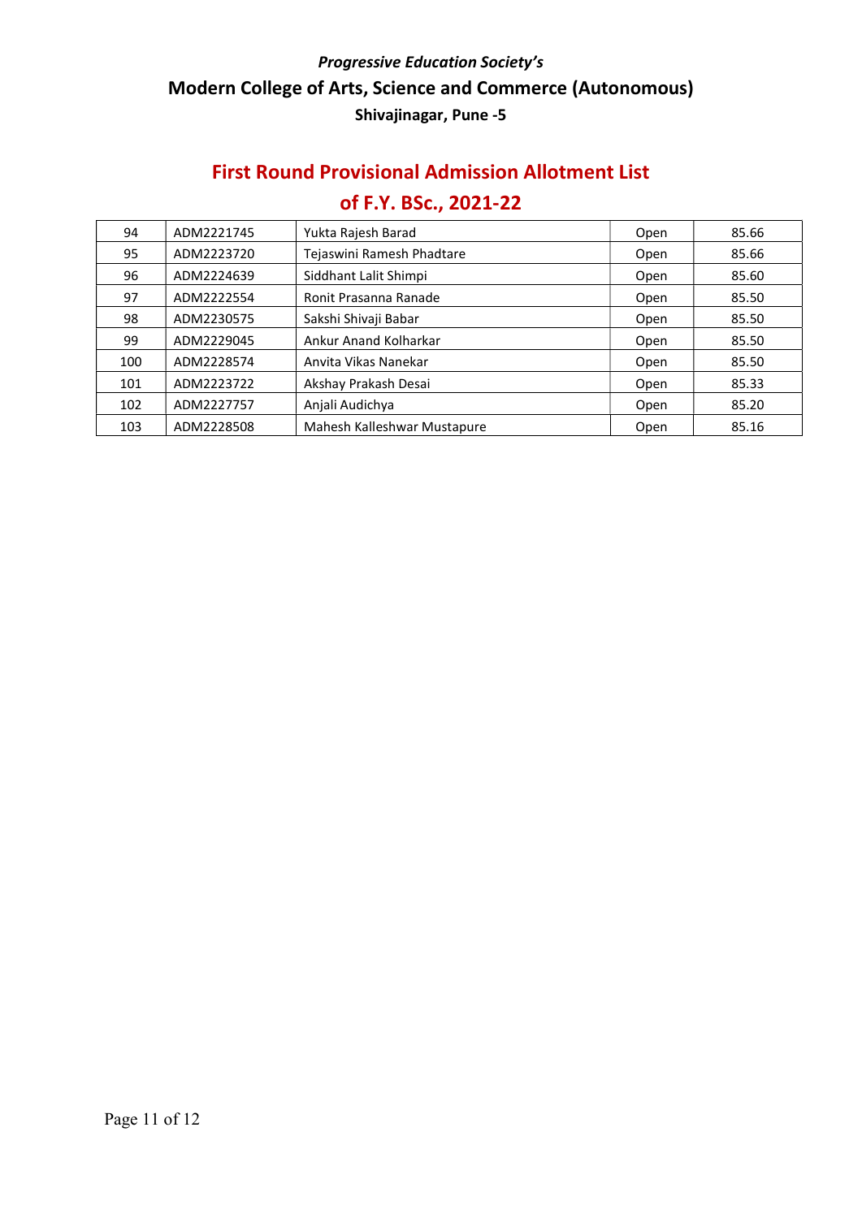*Progressive Education Society's*

**Modern College of Arts, Science and Commerce (Autonomous)**

**Shivajinagar, Pune -5**

## First Round Provisional Admission Allotment List

## of F.Y. BSc., 2021-22

| | | | | |
|---|---|---|---|---|
| 94 | ADM2221745 | Yukta Rajesh Barad | Open | 85.66 |
| 95 | ADM2223720 | Tejaswini Ramesh Phadtare | Open | 85.66 |
| 96 | ADM2224639 | Siddhant Lalit Shimpi | Open | 85.60 |
| 97 | ADM2222554 | Ronit Prasanna Ranade | Open | 85.50 |
| 98 | ADM2230575 | Sakshi Shivaji Babar | Open | 85.50 |
| 99 | ADM2229045 | Ankur Anand Kolharkar | Open | 85.50 |
| 100 | ADM2228574 | Anvita Vikas Nanekar | Open | 85.50 |
| 101 | ADM2223722 | Akshay Prakash Desai | Open | 85.33 |
| 102 | ADM2227757 | Anjali Audichya | Open | 85.20 |
| 103 | ADM2228508 | Mahesh Kalleshwar Mustapure | Open | 85.16 |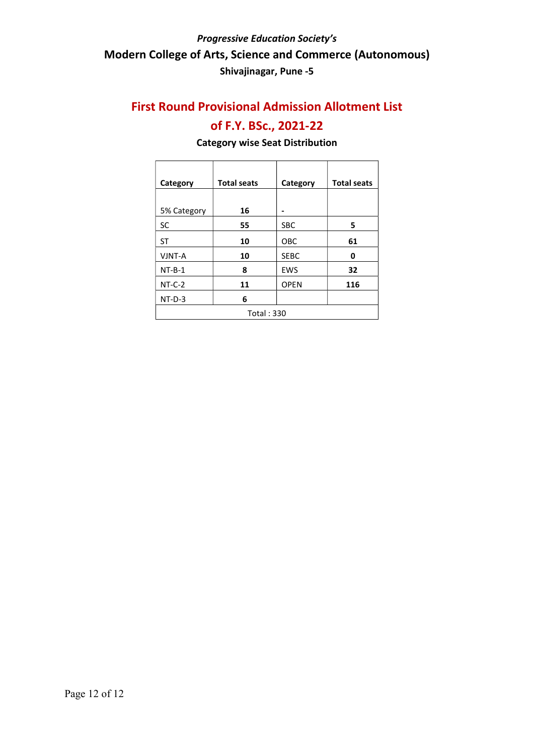*Progressive Education Society's*

**Modern College of Arts, Science and Commerce (Autonomous)**

**Shivajinagar, Pune -5**

# First Round Provisional Admission Allotment List

# of F.Y. BSc., 2021-22

**Category wise Seat Distribution**

| Category | Total seats | Category | Total seats |
|---|---|---|---|
| 5% Category | **16** | - | |
| SC | **55** | SBC | **5** |
| ST | **10** | OBC | **61** |
| VJNT-A | **10** | SEBC | **0** |
| NT-B-1 | **8** | EWS | **32** |
| NT-C-2 | **11** | OPEN | **116** |
| NT-D-3 | **6** | | |
| Total : 330 | | | |